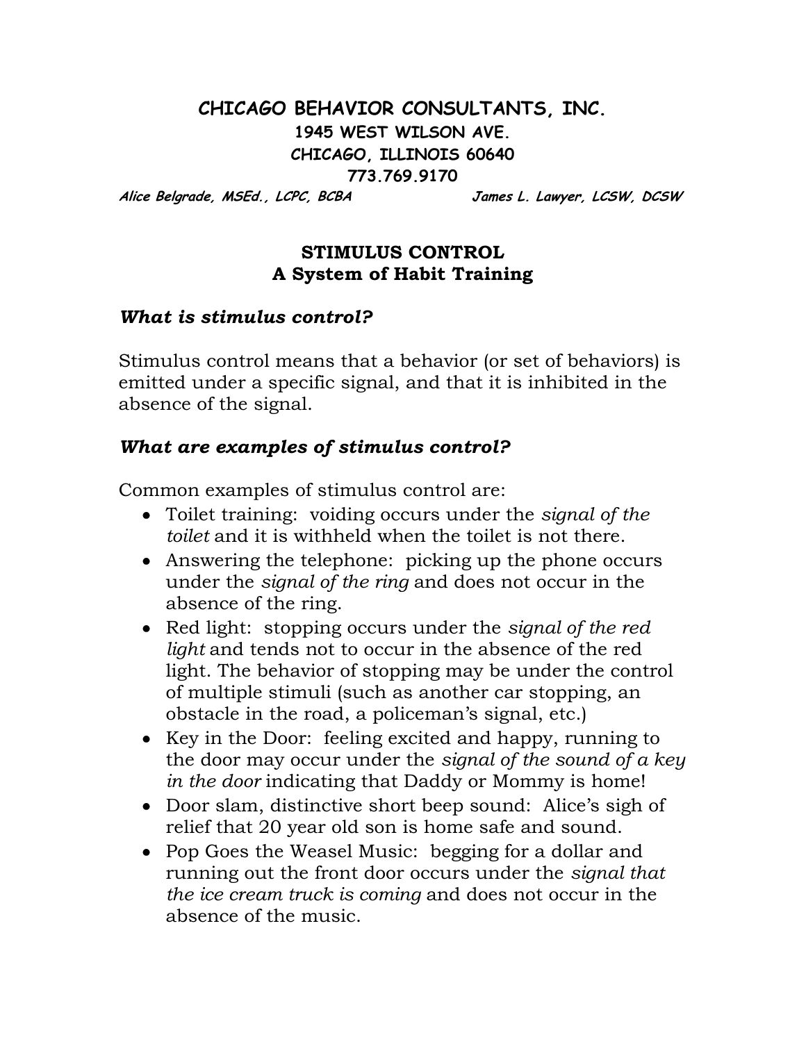# CHICAGO BEHAVIOR CONSULTANTS, INC.

**1945 WEST WILSON AVE.**
**CHICAGO, ILLINOIS 60640**
**773.769.9170**

***Alice Belgrade, MSEd., LCPC, BCBA*** ***James L. Lawyer, LCSW, DCSW***

## STIMULUS CONTROL
## A System of Habit Training

### *What is stimulus control?*

Stimulus control means that a behavior (or set of behaviors) is emitted under a specific signal, and that it is inhibited in the absence of the signal.

### *What are examples of stimulus control?*

Common examples of stimulus control are:

- Toilet training: voiding occurs under the *signal of the toilet* and it is withheld when the toilet is not there.
- Answering the telephone: picking up the phone occurs under the *signal of the ring* and does not occur in the absence of the ring.
- Red light: stopping occurs under the *signal of the red light* and tends not to occur in the absence of the red light. The behavior of stopping may be under the control of multiple stimuli (such as another car stopping, an obstacle in the road, a policeman's signal, etc.)
- Key in the Door: feeling excited and happy, running to the door may occur under the *signal of the sound of a key in the door* indicating that Daddy or Mommy is home!
- Door slam, distinctive short beep sound: Alice's sigh of relief that 20 year old son is home safe and sound.
- Pop Goes the Weasel Music: begging for a dollar and running out the front door occurs under the *signal that the ice cream truck is coming* and does not occur in the absence of the music.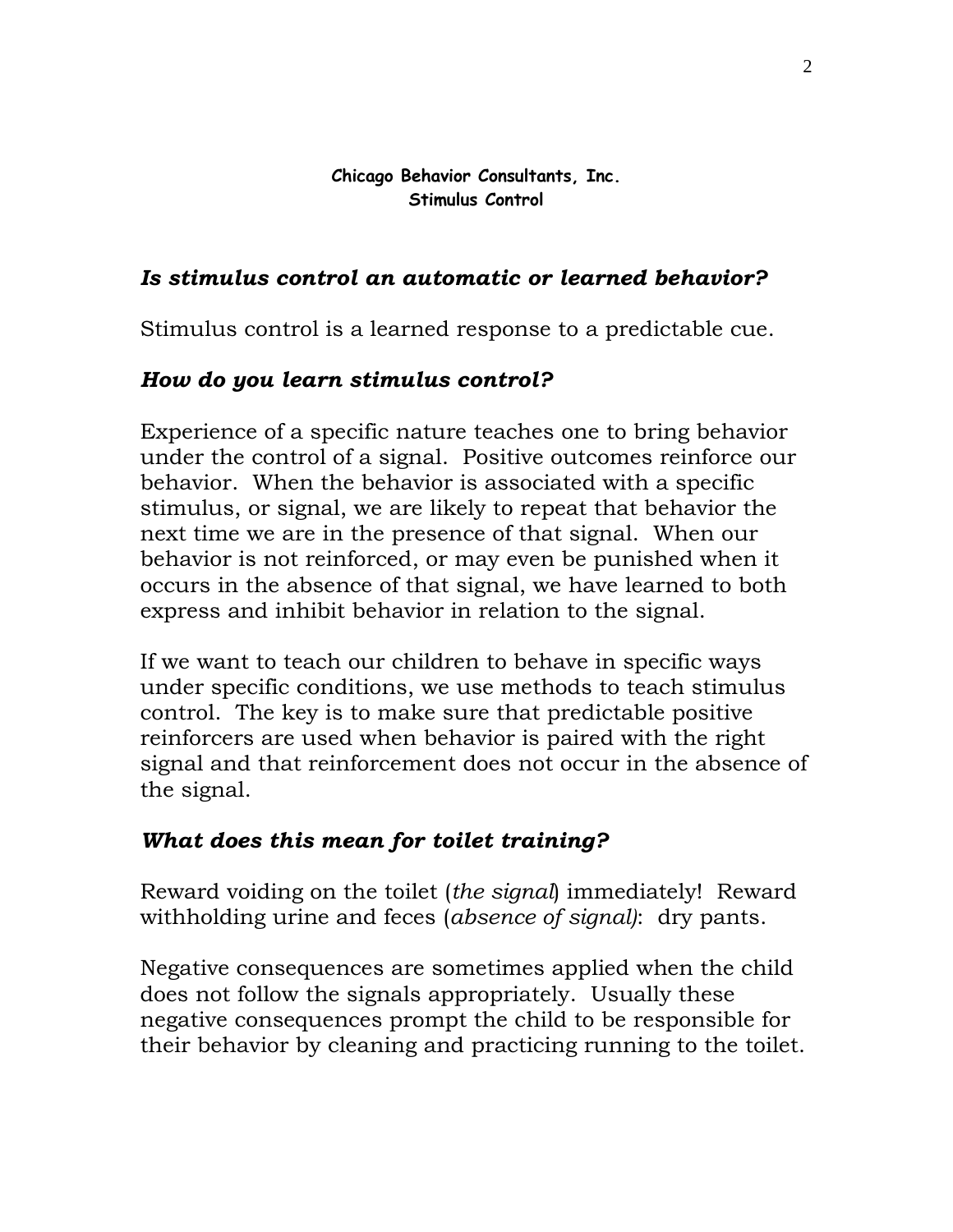**Chicago Behavior Consultants, Inc.**
**Stimulus Control**

### *Is stimulus control an automatic or learned behavior?*

Stimulus control is a learned response to a predictable cue.

### *How do you learn stimulus control?*

Experience of a specific nature teaches one to bring behavior under the control of a signal. Positive outcomes reinforce our behavior. When the behavior is associated with a specific stimulus, or signal, we are likely to repeat that behavior the next time we are in the presence of that signal. When our behavior is not reinforced, or may even be punished when it occurs in the absence of that signal, we have learned to both express and inhibit behavior in relation to the signal.

If we want to teach our children to behave in specific ways under specific conditions, we use methods to teach stimulus control. The key is to make sure that predictable positive reinforcers are used when behavior is paired with the right signal and that reinforcement does not occur in the absence of the signal.

### *What does this mean for toilet training?*

Reward voiding on the toilet (*the signal*) immediately! Reward withholding urine and feces (*absence of signal)*: dry pants.

Negative consequences are sometimes applied when the child does not follow the signals appropriately. Usually these negative consequences prompt the child to be responsible for their behavior by cleaning and practicing running to the toilet.